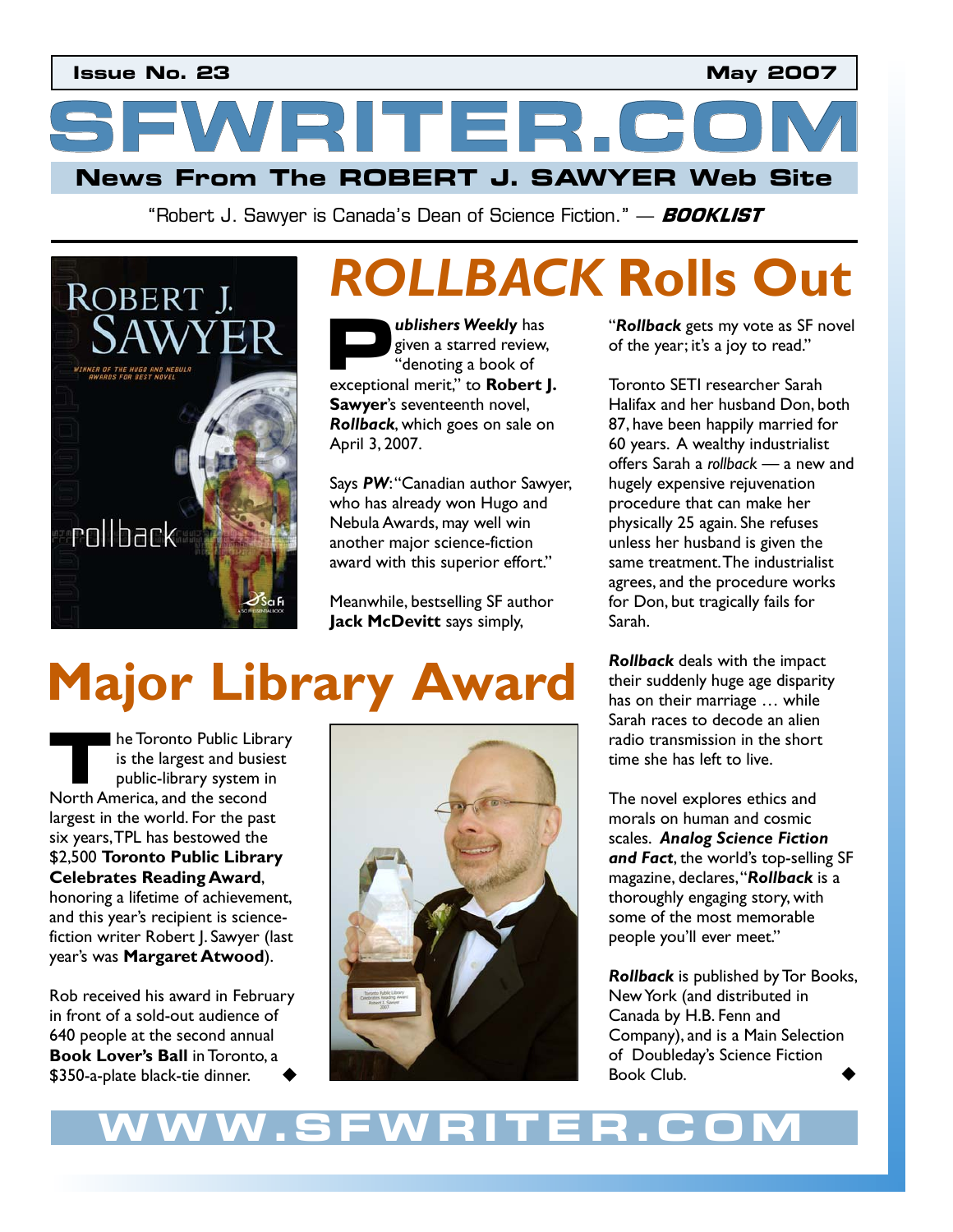**Issue No. 23** **May 2007**

# SFWRITER.COM

**News From The ROBERT J. SAWYER Web Site**

"Robert J. Sawyer is Canada's Dean of Science Fiction." — ***BOOKLIST***

## *ROLLBACK* Rolls Out

***Publishers Weekly*** has given a starred review, "denoting a book of exceptional merit," to **Robert J. Sawyer**'s seventeenth novel, ***Rollback***, which goes on sale on April 3, 2007.

Says ***PW***: "Canadian author Sawyer, who has already won Hugo and Nebula Awards, may well win another major science-fiction award with this superior effort."

Meanwhile, bestselling SF author **Jack McDevitt** says simply, "***Rollback*** gets my vote as SF novel of the year; it's a joy to read."

Toronto SETI researcher Sarah Halifax and her husband Don, both 87, have been happily married for 60 years. A wealthy industrialist offers Sarah a *rollback* — a new and hugely expensive rejuvenation procedure that can make her physically 25 again. She refuses unless her husband is given the same treatment. The industrialist agrees, and the procedure works for Don, but tragically fails for Sarah.

***Rollback*** deals with the impact their suddenly huge age disparity has on their marriage … while Sarah races to decode an alien radio transmission in the short time she has left to live.

The novel explores ethics and morals on human and cosmic scales. ***Analog Science Fiction and Fact***, the world's top-selling SF magazine, declares, "***Rollback*** is a thoroughly engaging story, with some of the most memorable people you'll ever meet."

***Rollback*** is published by Tor Books, New York (and distributed in Canada by H.B. Fenn and Company), and is a Main Selection of Doubleday's Science Fiction Book Club. ◆

## Major Library Award

The Toronto Public Library is the largest and busiest public-library system in North America, and the second largest in the world. For the past six years, TPL has bestowed the $2,500 **Toronto Public Library Celebrates Reading Award**, honoring a lifetime of achievement, and this year's recipient is science-fiction writer Robert J. Sawyer (last year's was **Margaret Atwood**).

Rob received his award in February in front of a sold-out audience of 640 people at the second annual **Book Lover's Ball** in Toronto, a $350-a-plate black-tie dinner. ◆

**WWW.SFWRITER.COM**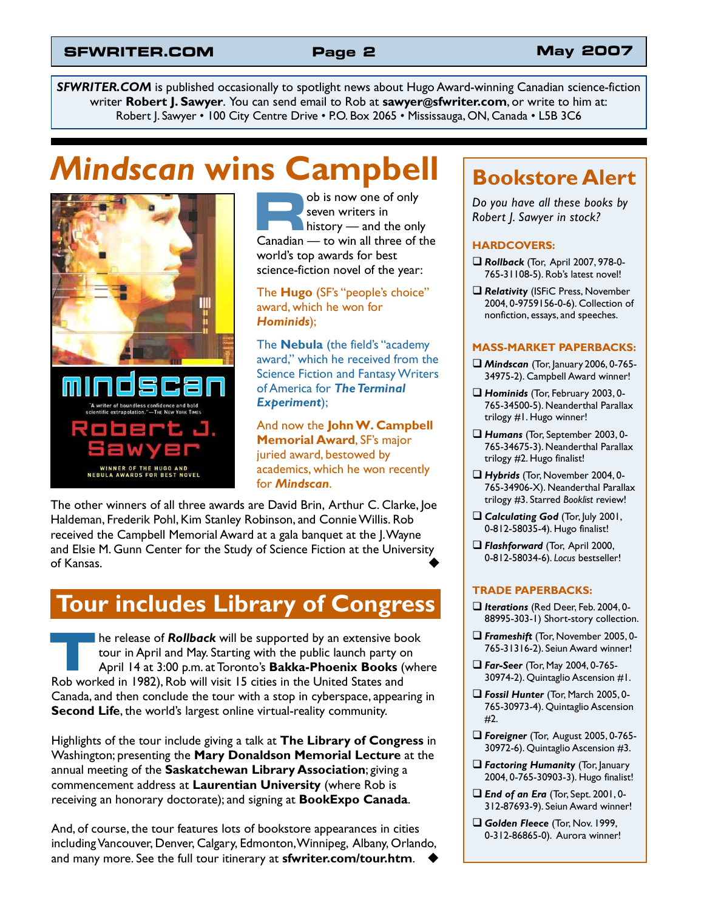***SFWRITER.COM*** is published occasionally to spotlight news about Hugo Award-winning Canadian science-fiction writer **Robert J. Sawyer**. You can send email to Rob at **sawyer@sfwriter.com**, or write to him at: Robert J. Sawyer • 100 City Centre Drive • P.O. Box 2065 • Mississauga, ON, Canada • L5B 3C6

# *Mindscan* wins Campbell

Rob is now one of only seven writers in history — and the only Canadian — to win all three of the world's top awards for best science-fiction novel of the year:

The **Hugo** (SF's "people's choice" award, which he won for ***Hominids***);

The **Nebula** (the field's "academy award," which he received from the Science Fiction and Fantasy Writers of America for ***The Terminal Experiment***);

And now the **John W. Campbell Memorial Award**, SF's major juried award, bestowed by academics, which he won recently for ***Mindscan***.

The other winners of all three awards are David Brin, Arthur C. Clarke, Joe Haldeman, Frederik Pohl, Kim Stanley Robinson, and Connie Willis. Rob received the Campbell Memorial Award at a gala banquet at the J. Wayne and Elsie M. Gunn Center for the Study of Science Fiction at the University of Kansas. ◆

## Tour includes Library of Congress

The release of ***Rollback*** will be supported by an extensive book tour in April and May. Starting with the public launch party on April 14 at 3:00 p.m. at Toronto's **Bakka-Phoenix Books** (where Rob worked in 1982), Rob will visit 15 cities in the United States and Canada, and then conclude the tour with a stop in cyberspace, appearing in **Second Life**, the world's largest online virtual-reality community.

Highlights of the tour include giving a talk at **The Library of Congress** in Washington; presenting the **Mary Donaldson Memorial Lecture** at the annual meeting of the **Saskatchewan Library Association**; giving a commencement address at **Laurentian University** (where Rob is receiving an honorary doctorate); and signing at **BookExpo Canada**.

And, of course, the tour features lots of bookstore appearances in cities including Vancouver, Denver, Calgary, Edmonton, Winnipeg, Albany, Orlando, and many more. See the full tour itinerary at **sfwriter.com/tour.htm**. ◆

## Bookstore Alert

*Do you have all these books by Robert J. Sawyer in stock?*

### HARDCOVERS:

- ❑ ***Rollback*** (Tor, April 2007, 978-0-765-31108-5). Rob's latest novel!
- ❑ ***Relativity*** (ISFiC Press, November 2004, 0-9759156-0-6). Collection of nonfiction, essays, and speeches.

### MASS-MARKET PAPERBACKS:

- ❑ ***Mindscan*** (Tor, January 2006, 0-765-34975-2). Campbell Award winner!
- ❑ ***Hominids*** (Tor, February 2003, 0-765-34500-5). Neanderthal Parallax trilogy #1. Hugo winner!
- ❑ ***Humans*** (Tor, September 2003, 0-765-34675-3). Neanderthal Parallax trilogy #2. Hugo finalist!
- ❑ ***Hybrids*** (Tor, November 2004, 0-765-34906-X). Neanderthal Parallax trilogy #3. Starred *Booklist* review!
- ❑ ***Calculating God*** (Tor, July 2001, 0-812-58035-4). Hugo finalist!
- ❑ ***Flashforward*** (Tor, April 2000, 0-812-58034-6). *Locus* bestseller!

### TRADE PAPERBACKS:

- ❑ ***Iterations*** (Red Deer, Feb. 2004, 0-88995-303-1) Short-story collection.
- ❑ ***Frameshift*** (Tor, November 2005, 0-765-31316-2). Seiun Award winner!
- ❑ ***Far-Seer*** (Tor, May 2004, 0-765-30974-2). Quintaglio Ascension #1.
- ❑ ***Fossil Hunter*** (Tor, March 2005, 0-765-30973-4). Quintaglio Ascension #2.
- ❑ ***Foreigner*** (Tor, August 2005, 0-765-30972-6). Quintaglio Ascension #3.
- ❑ ***Factoring Humanity*** (Tor, January 2004, 0-765-30903-3). Hugo finalist!
- ❑ ***End of an Era*** (Tor, Sept. 2001, 0-312-87693-9). Seiun Award winner!
- ❑ ***Golden Fleece*** (Tor, Nov. 1999, 0-312-86865-0). Aurora winner!